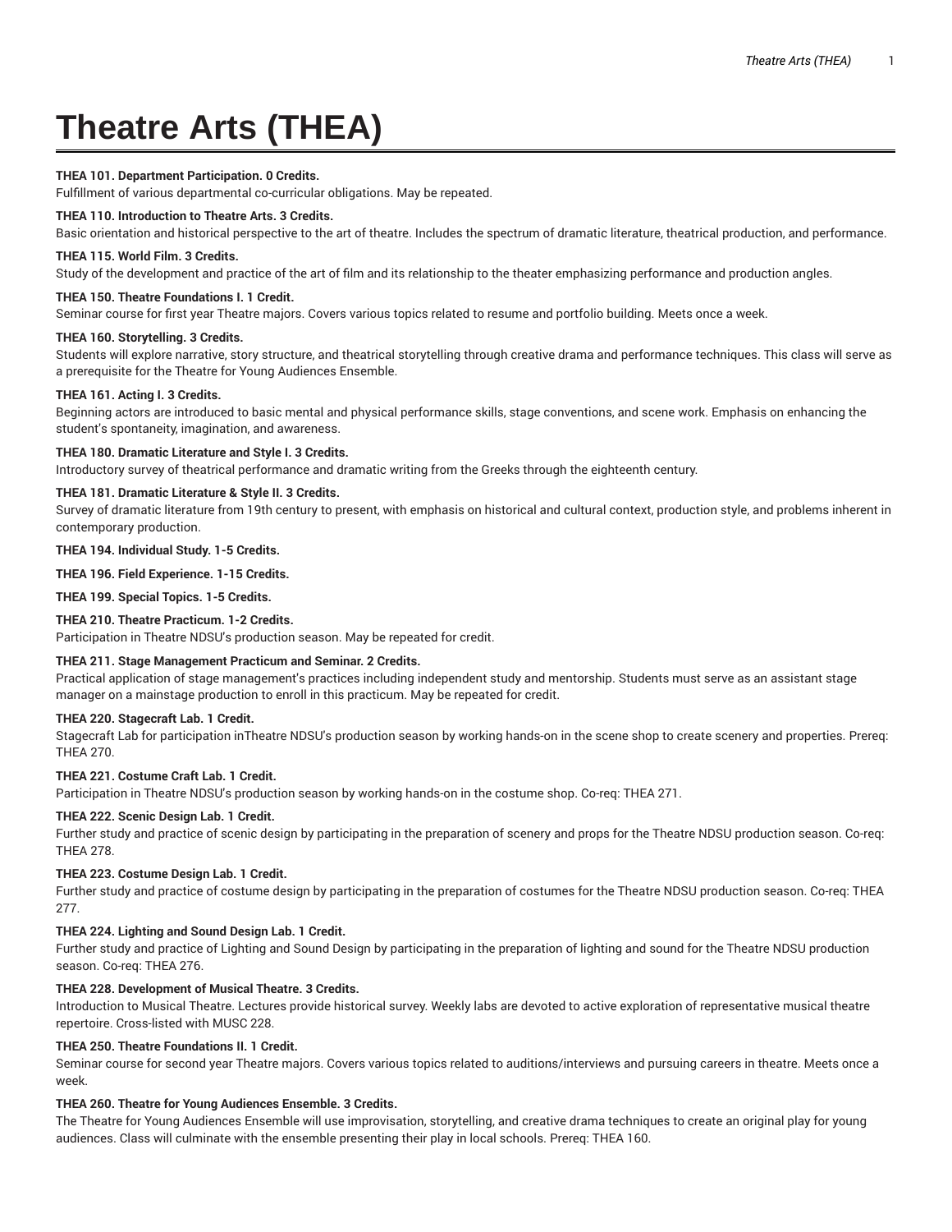# Theatre Arts (THEA)

**THEA 101. Department Participation. 0 Credits.**
Fulfillment of various departmental co-curricular obligations. May be repeated.

**THEA 110. Introduction to Theatre Arts. 3 Credits.**
Basic orientation and historical perspective to the art of theatre. Includes the spectrum of dramatic literature, theatrical production, and performance.

**THEA 115. World Film. 3 Credits.**
Study of the development and practice of the art of film and its relationship to the theater emphasizing performance and production angles.

**THEA 150. Theatre Foundations I. 1 Credit.**
Seminar course for first year Theatre majors. Covers various topics related to resume and portfolio building. Meets once a week.

**THEA 160. Storytelling. 3 Credits.**
Students will explore narrative, story structure, and theatrical storytelling through creative drama and performance techniques. This class will serve as a prerequisite for the Theatre for Young Audiences Ensemble.

**THEA 161. Acting I. 3 Credits.**
Beginning actors are introduced to basic mental and physical performance skills, stage conventions, and scene work. Emphasis on enhancing the student's spontaneity, imagination, and awareness.

**THEA 180. Dramatic Literature and Style I. 3 Credits.**
Introductory survey of theatrical performance and dramatic writing from the Greeks through the eighteenth century.

**THEA 181. Dramatic Literature & Style II. 3 Credits.**
Survey of dramatic literature from 19th century to present, with emphasis on historical and cultural context, production style, and problems inherent in contemporary production.

**THEA 194. Individual Study. 1-5 Credits.**

**THEA 196. Field Experience. 1-15 Credits.**

**THEA 199. Special Topics. 1-5 Credits.**

**THEA 210. Theatre Practicum. 1-2 Credits.**
Participation in Theatre NDSU's production season. May be repeated for credit.

**THEA 211. Stage Management Practicum and Seminar. 2 Credits.**
Practical application of stage management's practices including independent study and mentorship. Students must serve as an assistant stage manager on a mainstage production to enroll in this practicum. May be repeated for credit.

**THEA 220. Stagecraft Lab. 1 Credit.**
Stagecraft Lab for participation inTheatre NDSU's production season by working hands-on in the scene shop to create scenery and properties. Prereq: THEA 270.

**THEA 221. Costume Craft Lab. 1 Credit.**
Participation in Theatre NDSU's production season by working hands-on in the costume shop. Co-req: THEA 271.

**THEA 222. Scenic Design Lab. 1 Credit.**
Further study and practice of scenic design by participating in the preparation of scenery and props for the Theatre NDSU production season. Co-req: THEA 278.

**THEA 223. Costume Design Lab. 1 Credit.**
Further study and practice of costume design by participating in the preparation of costumes for the Theatre NDSU production season. Co-req: THEA 277.

**THEA 224. Lighting and Sound Design Lab. 1 Credit.**
Further study and practice of Lighting and Sound Design by participating in the preparation of lighting and sound for the Theatre NDSU production season. Co-req: THEA 276.

**THEA 228. Development of Musical Theatre. 3 Credits.**
Introduction to Musical Theatre. Lectures provide historical survey. Weekly labs are devoted to active exploration of representative musical theatre repertoire. Cross-listed with MUSC 228.

**THEA 250. Theatre Foundations II. 1 Credit.**
Seminar course for second year Theatre majors. Covers various topics related to auditions/interviews and pursuing careers in theatre. Meets once a week.

**THEA 260. Theatre for Young Audiences Ensemble. 3 Credits.**
The Theatre for Young Audiences Ensemble will use improvisation, storytelling, and creative drama techniques to create an original play for young audiences. Class will culminate with the ensemble presenting their play in local schools. Prereq: THEA 160.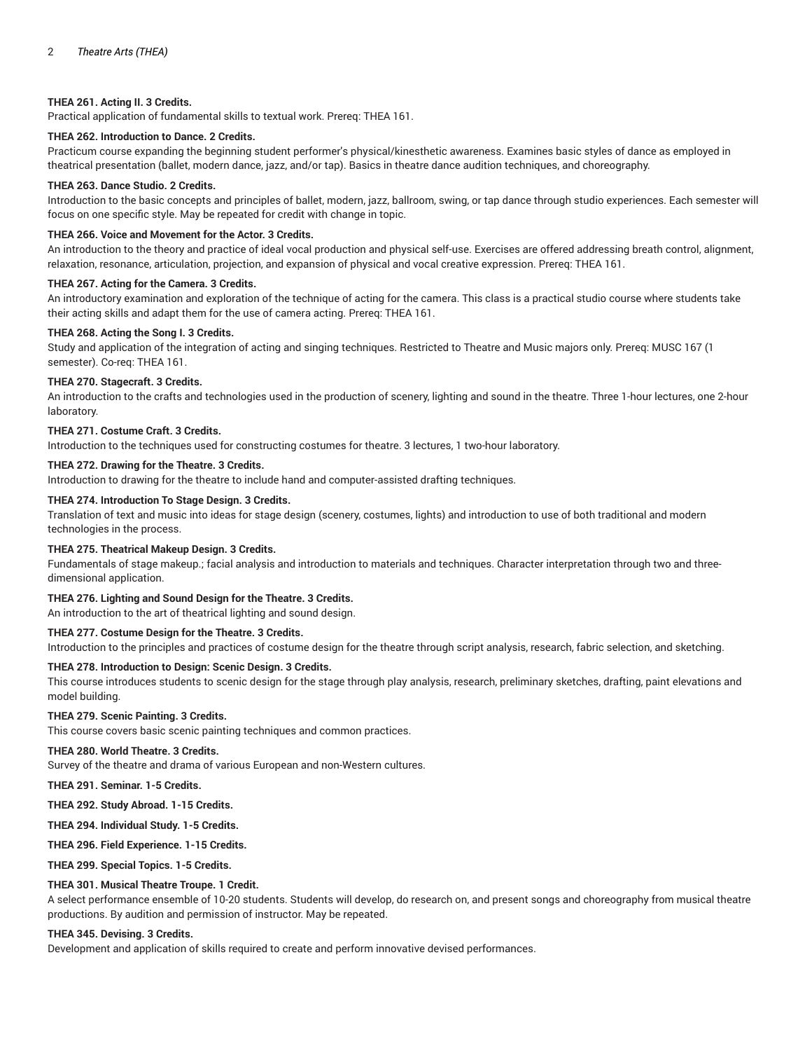**THEA 261. Acting II. 3 Credits.**
Practical application of fundamental skills to textual work. Prereq: THEA 161.

**THEA 262. Introduction to Dance. 2 Credits.**
Practicum course expanding the beginning student performer's physical/kinesthetic awareness. Examines basic styles of dance as employed in theatrical presentation (ballet, modern dance, jazz, and/or tap). Basics in theatre dance audition techniques, and choreography.

**THEA 263. Dance Studio. 2 Credits.**
Introduction to the basic concepts and principles of ballet, modern, jazz, ballroom, swing, or tap dance through studio experiences. Each semester will focus on one specific style. May be repeated for credit with change in topic.

**THEA 266. Voice and Movement for the Actor. 3 Credits.**
An introduction to the theory and practice of ideal vocal production and physical self-use. Exercises are offered addressing breath control, alignment, relaxation, resonance, articulation, projection, and expansion of physical and vocal creative expression. Prereq: THEA 161.

**THEA 267. Acting for the Camera. 3 Credits.**
An introductory examination and exploration of the technique of acting for the camera. This class is a practical studio course where students take their acting skills and adapt them for the use of camera acting. Prereq: THEA 161.

**THEA 268. Acting the Song I. 3 Credits.**
Study and application of the integration of acting and singing techniques. Restricted to Theatre and Music majors only. Prereq: MUSC 167 (1 semester). Co-req: THEA 161.

**THEA 270. Stagecraft. 3 Credits.**
An introduction to the crafts and technologies used in the production of scenery, lighting and sound in the theatre. Three 1-hour lectures, one 2-hour laboratory.

**THEA 271. Costume Craft. 3 Credits.**
Introduction to the techniques used for constructing costumes for theatre. 3 lectures, 1 two-hour laboratory.

**THEA 272. Drawing for the Theatre. 3 Credits.**
Introduction to drawing for the theatre to include hand and computer-assisted drafting techniques.

**THEA 274. Introduction To Stage Design. 3 Credits.**
Translation of text and music into ideas for stage design (scenery, costumes, lights) and introduction to use of both traditional and modern technologies in the process.

**THEA 275. Theatrical Makeup Design. 3 Credits.**
Fundamentals of stage makeup.; facial analysis and introduction to materials and techniques. Character interpretation through two and three-dimensional application.

**THEA 276. Lighting and Sound Design for the Theatre. 3 Credits.**
An introduction to the art of theatrical lighting and sound design.

**THEA 277. Costume Design for the Theatre. 3 Credits.**
Introduction to the principles and practices of costume design for the theatre through script analysis, research, fabric selection, and sketching.

**THEA 278. Introduction to Design: Scenic Design. 3 Credits.**
This course introduces students to scenic design for the stage through play analysis, research, preliminary sketches, drafting, paint elevations and model building.

**THEA 279. Scenic Painting. 3 Credits.**
This course covers basic scenic painting techniques and common practices.

**THEA 280. World Theatre. 3 Credits.**
Survey of the theatre and drama of various European and non-Western cultures.

**THEA 291. Seminar. 1-5 Credits.**

**THEA 292. Study Abroad. 1-15 Credits.**

**THEA 294. Individual Study. 1-5 Credits.**

**THEA 296. Field Experience. 1-15 Credits.**

**THEA 299. Special Topics. 1-5 Credits.**

**THEA 301. Musical Theatre Troupe. 1 Credit.**
A select performance ensemble of 10-20 students. Students will develop, do research on, and present songs and choreography from musical theatre productions. By audition and permission of instructor. May be repeated.

**THEA 345. Devising. 3 Credits.**
Development and application of skills required to create and perform innovative devised performances.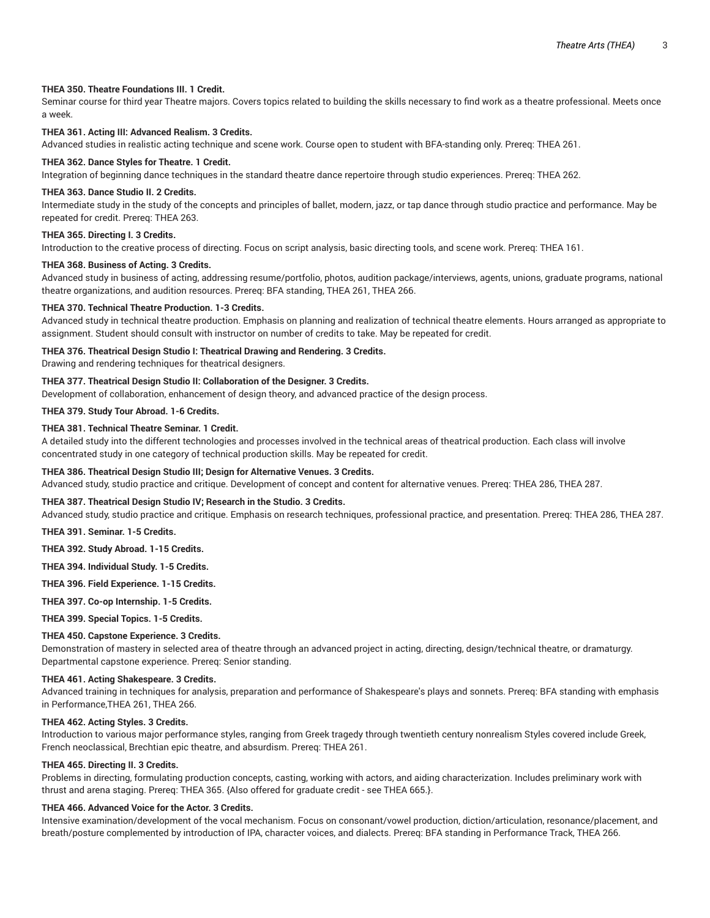**THEA 350. Theatre Foundations III. 1 Credit.**
Seminar course for third year Theatre majors. Covers topics related to building the skills necessary to find work as a theatre professional. Meets once a week.

**THEA 361. Acting III: Advanced Realism. 3 Credits.**
Advanced studies in realistic acting technique and scene work. Course open to student with BFA-standing only. Prereq: THEA 261.

**THEA 362. Dance Styles for Theatre. 1 Credit.**
Integration of beginning dance techniques in the standard theatre dance repertoire through studio experiences. Prereq: THEA 262.

**THEA 363. Dance Studio II. 2 Credits.**
Intermediate study in the study of the concepts and principles of ballet, modern, jazz, or tap dance through studio practice and performance. May be repeated for credit. Prereq: THEA 263.

**THEA 365. Directing I. 3 Credits.**
Introduction to the creative process of directing. Focus on script analysis, basic directing tools, and scene work. Prereq: THEA 161.

**THEA 368. Business of Acting. 3 Credits.**
Advanced study in business of acting, addressing resume/portfolio, photos, audition package/interviews, agents, unions, graduate programs, national theatre organizations, and audition resources. Prereq: BFA standing, THEA 261, THEA 266.

**THEA 370. Technical Theatre Production. 1-3 Credits.**
Advanced study in technical theatre production. Emphasis on planning and realization of technical theatre elements. Hours arranged as appropriate to assignment. Student should consult with instructor on number of credits to take. May be repeated for credit.

**THEA 376. Theatrical Design Studio I: Theatrical Drawing and Rendering. 3 Credits.**
Drawing and rendering techniques for theatrical designers.

**THEA 377. Theatrical Design Studio II: Collaboration of the Designer. 3 Credits.**
Development of collaboration, enhancement of design theory, and advanced practice of the design process.

**THEA 379. Study Tour Abroad. 1-6 Credits.**

**THEA 381. Technical Theatre Seminar. 1 Credit.**
A detailed study into the different technologies and processes involved in the technical areas of theatrical production. Each class will involve concentrated study in one category of technical production skills. May be repeated for credit.

**THEA 386. Theatrical Design Studio III; Design for Alternative Venues. 3 Credits.**
Advanced study, studio practice and critique. Development of concept and content for alternative venues. Prereq: THEA 286, THEA 287.

**THEA 387. Theatrical Design Studio IV; Research in the Studio. 3 Credits.**
Advanced study, studio practice and critique. Emphasis on research techniques, professional practice, and presentation. Prereq: THEA 286, THEA 287.

**THEA 391. Seminar. 1-5 Credits.**

**THEA 392. Study Abroad. 1-15 Credits.**

**THEA 394. Individual Study. 1-5 Credits.**

**THEA 396. Field Experience. 1-15 Credits.**

**THEA 397. Co-op Internship. 1-5 Credits.**

**THEA 399. Special Topics. 1-5 Credits.**

**THEA 450. Capstone Experience. 3 Credits.**
Demonstration of mastery in selected area of theatre through an advanced project in acting, directing, design/technical theatre, or dramaturgy. Departmental capstone experience. Prereq: Senior standing.

**THEA 461. Acting Shakespeare. 3 Credits.**
Advanced training in techniques for analysis, preparation and performance of Shakespeare's plays and sonnets. Prereq: BFA standing with emphasis in Performance,THEA 261, THEA 266.

**THEA 462. Acting Styles. 3 Credits.**
Introduction to various major performance styles, ranging from Greek tragedy through twentieth century nonrealism Styles covered include Greek, French neoclassical, Brechtian epic theatre, and absurdism. Prereq: THEA 261.

**THEA 465. Directing II. 3 Credits.**
Problems in directing, formulating production concepts, casting, working with actors, and aiding characterization. Includes preliminary work with thrust and arena staging. Prereq: THEA 365. {Also offered for graduate credit - see THEA 665.}.

**THEA 466. Advanced Voice for the Actor. 3 Credits.**
Intensive examination/development of the vocal mechanism. Focus on consonant/vowel production, diction/articulation, resonance/placement, and breath/posture complemented by introduction of IPA, character voices, and dialects. Prereq: BFA standing in Performance Track, THEA 266.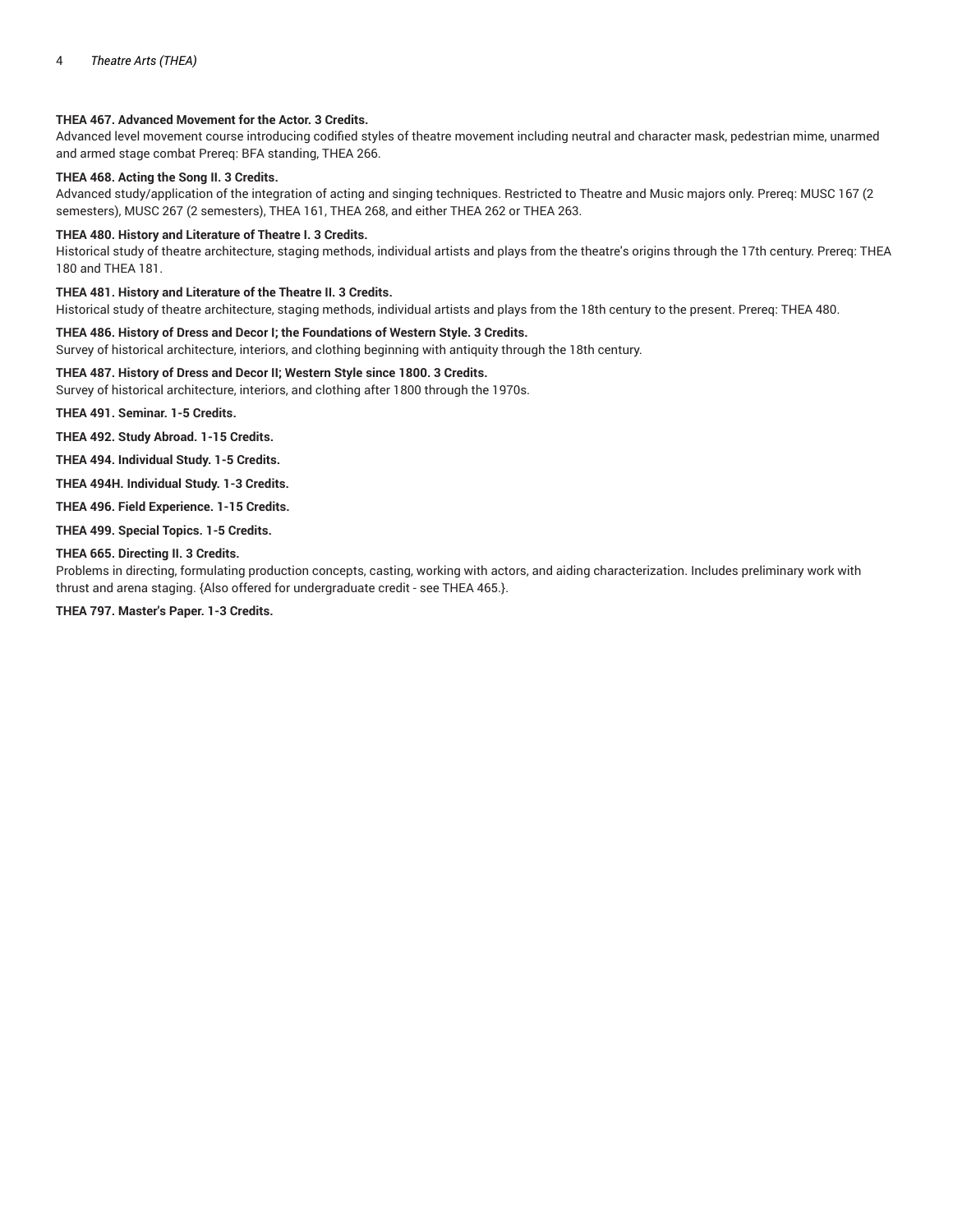**THEA 467. Advanced Movement for the Actor. 3 Credits.**
Advanced level movement course introducing codified styles of theatre movement including neutral and character mask, pedestrian mime, unarmed and armed stage combat Prereq: BFA standing, THEA 266.

**THEA 468. Acting the Song II. 3 Credits.**
Advanced study/application of the integration of acting and singing techniques. Restricted to Theatre and Music majors only. Prereq: MUSC 167 (2 semesters), MUSC 267 (2 semesters), THEA 161, THEA 268, and either THEA 262 or THEA 263.

**THEA 480. History and Literature of Theatre I. 3 Credits.**
Historical study of theatre architecture, staging methods, individual artists and plays from the theatre's origins through the 17th century. Prereq: THEA 180 and THEA 181.

**THEA 481. History and Literature of the Theatre II. 3 Credits.**
Historical study of theatre architecture, staging methods, individual artists and plays from the 18th century to the present. Prereq: THEA 480.

**THEA 486. History of Dress and Decor I; the Foundations of Western Style. 3 Credits.**
Survey of historical architecture, interiors, and clothing beginning with antiquity through the 18th century.

**THEA 487. History of Dress and Decor II; Western Style since 1800. 3 Credits.**
Survey of historical architecture, interiors, and clothing after 1800 through the 1970s.

**THEA 491. Seminar. 1-5 Credits.**

**THEA 492. Study Abroad. 1-15 Credits.**

**THEA 494. Individual Study. 1-5 Credits.**

**THEA 494H. Individual Study. 1-3 Credits.**

**THEA 496. Field Experience. 1-15 Credits.**

**THEA 499. Special Topics. 1-5 Credits.**

**THEA 665. Directing II. 3 Credits.**
Problems in directing, formulating production concepts, casting, working with actors, and aiding characterization. Includes preliminary work with thrust and arena staging. {Also offered for undergraduate credit - see THEA 465.}.

**THEA 797. Master's Paper. 1-3 Credits.**